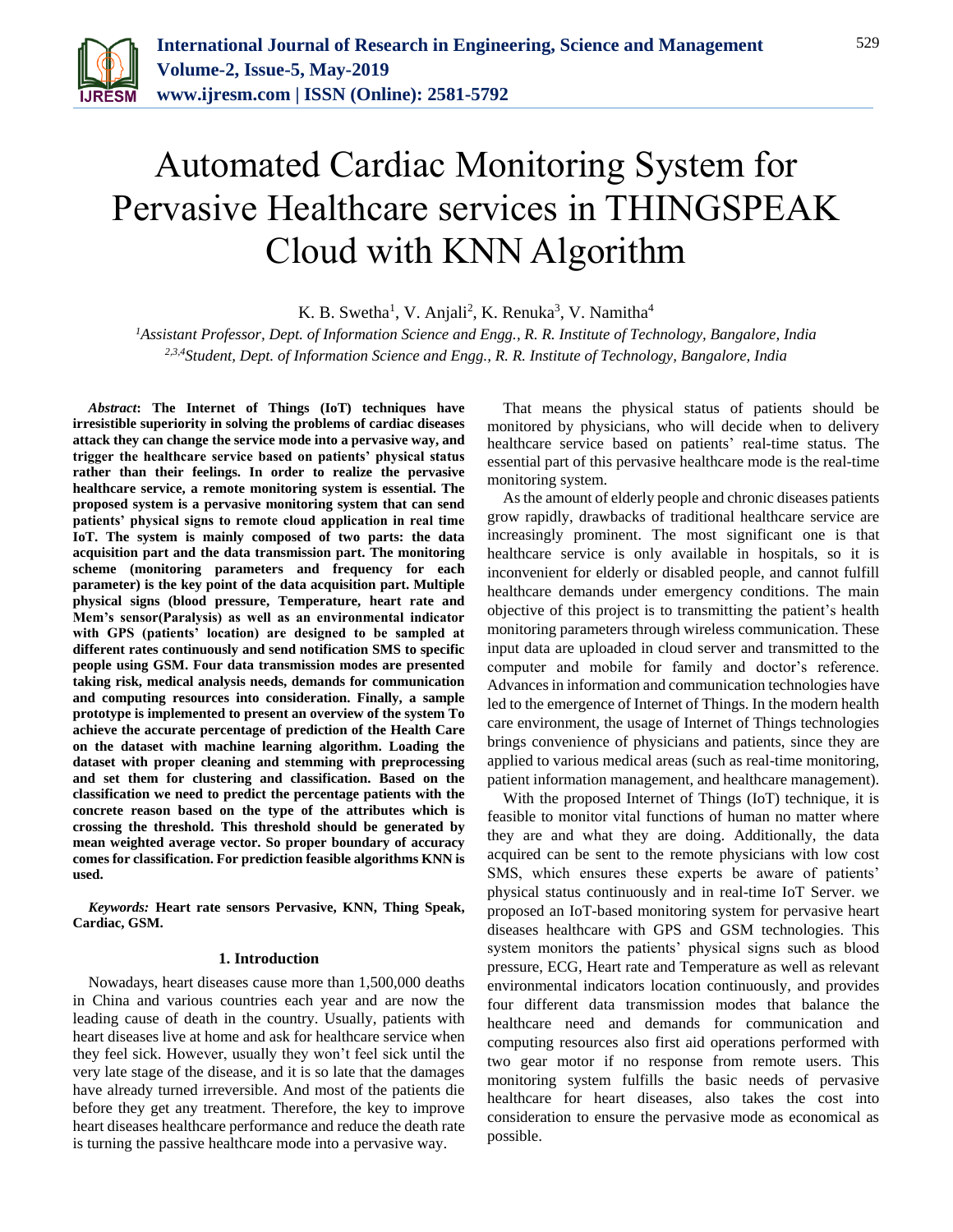# Automated Cardiac Monitoring System for Pervasive Healthcare services in THINGSPEAK Cloud with KNN Algorithm

K. B. Swetha[1], V. Anjali[2], K. Renuka[3], V. Namitha[4]

[1]*Assistant Professor, Dept. of Information Science and Engg., R. R. Institute of Technology, Bangalore, India*
[2,3,4]*Student, Dept. of Information Science and Engg., R. R. Institute of Technology, Bangalore, India*

***Abstract*: The Internet of Things (IoT) techniques have irresistible superiority in solving the problems of cardiac diseases attack they can change the service mode into a pervasive way, and trigger the healthcare service based on patients' physical status rather than their feelings. In order to realize the pervasive healthcare service, a remote monitoring system is essential. The proposed system is a pervasive monitoring system that can send patients' physical signs to remote cloud application in real time IoT. The system is mainly composed of two parts: the data acquisition part and the data transmission part. The monitoring scheme (monitoring parameters and frequency for each parameter) is the key point of the data acquisition part. Multiple physical signs (blood pressure, Temperature, heart rate and Mem's sensor(Paralysis) as well as an environmental indicator with GPS (patients' location) are designed to be sampled at different rates continuously and send notification SMS to specific people using GSM. Four data transmission modes are presented taking risk, medical analysis needs, demands for communication and computing resources into consideration. Finally, a sample prototype is implemented to present an overview of the system To achieve the accurate percentage of prediction of the Health Care on the dataset with machine learning algorithm. Loading the dataset with proper cleaning and stemming with preprocessing and set them for clustering and classification. Based on the classification we need to predict the percentage patients with the concrete reason based on the type of the attributes which is crossing the threshold. This threshold should be generated by mean weighted average vector. So proper boundary of accuracy comes for classification. For prediction feasible algorithms KNN is used.**

***Keywords:* Heart rate sensors Pervasive, KNN, Thing Speak, Cardiac, GSM.**

## 1. Introduction

Nowadays, heart diseases cause more than 1,500,000 deaths in China and various countries each year and are now the leading cause of death in the country. Usually, patients with heart diseases live at home and ask for healthcare service when they feel sick. However, usually they won't feel sick until the very late stage of the disease, and it is so late that the damages have already turned irreversible. And most of the patients die before they get any treatment. Therefore, the key to improve heart diseases healthcare performance and reduce the death rate is turning the passive healthcare mode into a pervasive way.

That means the physical status of patients should be monitored by physicians, who will decide when to delivery healthcare service based on patients' real-time status. The essential part of this pervasive healthcare mode is the real-time monitoring system.

As the amount of elderly people and chronic diseases patients grow rapidly, drawbacks of traditional healthcare service are increasingly prominent. The most significant one is that healthcare service is only available in hospitals, so it is inconvenient for elderly or disabled people, and cannot fulfill healthcare demands under emergency conditions. The main objective of this project is to transmitting the patient's health monitoring parameters through wireless communication. These input data are uploaded in cloud server and transmitted to the computer and mobile for family and doctor's reference. Advances in information and communication technologies have led to the emergence of Internet of Things. In the modern health care environment, the usage of Internet of Things technologies brings convenience of physicians and patients, since they are applied to various medical areas (such as real-time monitoring, patient information management, and healthcare management).

With the proposed Internet of Things (IoT) technique, it is feasible to monitor vital functions of human no matter where they are and what they are doing. Additionally, the data acquired can be sent to the remote physicians with low cost SMS, which ensures these experts be aware of patients' physical status continuously and in real-time IoT Server. we proposed an IoT-based monitoring system for pervasive heart diseases healthcare with GPS and GSM technologies. This system monitors the patients' physical signs such as blood pressure, ECG, Heart rate and Temperature as well as relevant environmental indicators location continuously, and provides four different data transmission modes that balance the healthcare need and demands for communication and computing resources also first aid operations performed with two gear motor if no response from remote users. This monitoring system fulfills the basic needs of pervasive healthcare for heart diseases, also takes the cost into consideration to ensure the pervasive mode as economical as possible.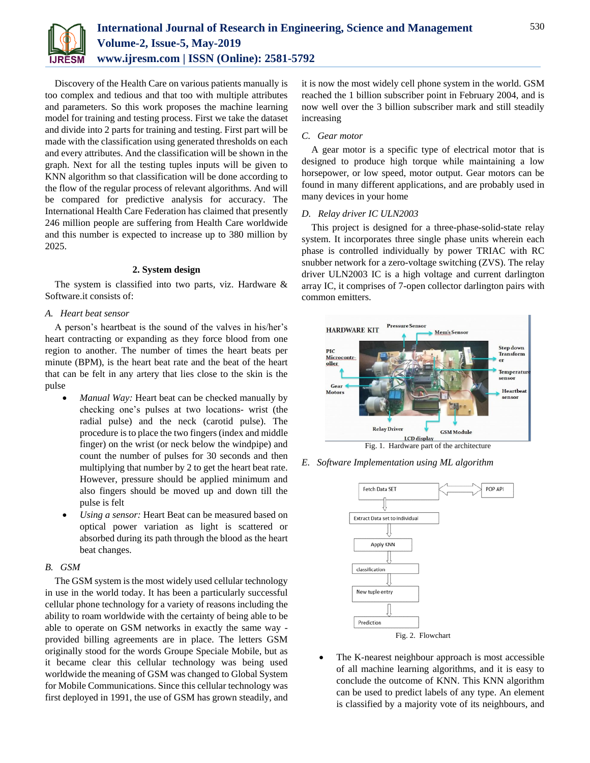Discovery of the Health Care on various patients manually is too complex and tedious and that too with multiple attributes and parameters. So this work proposes the machine learning model for training and testing process. First we take the dataset and divide into 2 parts for training and testing. First part will be made with the classification using generated thresholds on each and every attributes. And the classification will be shown in the graph. Next for all the testing tuples inputs will be given to KNN algorithm so that classification will be done according to the flow of the regular process of relevant algorithms. And will be compared for predictive analysis for accuracy. The International Health Care Federation has claimed that presently 246 million people are suffering from Health Care worldwide and this number is expected to increase up to 380 million by 2025.

## 2. System design

The system is classified into two parts, viz. Hardware & Software.it consists of:

### *A. Heart beat sensor*

A person's heartbeat is the sound of the valves in his/her's heart contracting or expanding as they force blood from one region to another. The number of times the heart beats per minute (BPM), is the heart beat rate and the beat of the heart that can be felt in any artery that lies close to the skin is the pulse

- *Manual Way:* Heart beat can be checked manually by checking one's pulses at two locations- wrist (the radial pulse) and the neck (carotid pulse). The procedure is to place the two fingers (index and middle finger) on the wrist (or neck below the windpipe) and count the number of pulses for 30 seconds and then multiplying that number by 2 to get the heart beat rate. However, pressure should be applied minimum and also fingers should be moved up and down till the pulse is felt
- *Using a sensor:* Heart Beat can be measured based on optical power variation as light is scattered or absorbed during its path through the blood as the heart beat changes.

### *B. GSM*

The GSM system is the most widely used cellular technology in use in the world today. It has been a particularly successful cellular phone technology for a variety of reasons including the ability to roam worldwide with the certainty of being able to be able to operate on GSM networks in exactly the same way - provided billing agreements are in place. The letters GSM originally stood for the words Groupe Speciale Mobile, but as it became clear this cellular technology was being used worldwide the meaning of GSM was changed to Global System for Mobile Communications. Since this cellular technology was first deployed in 1991, the use of GSM has grown steadily, and it is now the most widely cell phone system in the world. GSM reached the 1 billion subscriber point in February 2004, and is now well over the 3 billion subscriber mark and still steadily increasing

### *C. Gear motor*

A gear motor is a specific type of electrical motor that is designed to produce high torque while maintaining a low horsepower, or low speed, motor output. Gear motors can be found in many different applications, and are probably used in many devices in your home

### *D. Relay driver IC ULN2003*

This project is designed for a three-phase-solid-state relay system. It incorporates three single phase units wherein each phase is controlled individually by power TRIAC with RC snubber network for a zero-voltage switching (ZVS). The relay driver ULN2003 IC is a high voltage and current darlington array IC, it comprises of 7-open collector darlington pairs with common emitters.

HARDWARE KIT — Pressure Sensor, Mem's Sensor, PIC Microcontroller, Step down Transformer, Temperature sensor, Gear Motors, Heartbeat sensor, Relay Driver, GSM Module, LCD display

Fig. 1. Hardware part of the architecture

### *E. Software Implementation using ML algorithm*

Fetch Data SET ⇄ POP API → Extract Data set to individual → Apply KNN → classification → New tuple entry → Prediction

Fig. 2. Flowchart

- The K-nearest neighbour approach is most accessible of all machine learning algorithms, and it is easy to conclude the outcome of KNN. This KNN algorithm can be used to predict labels of any type. An element is classified by a majority vote of its neighbours, and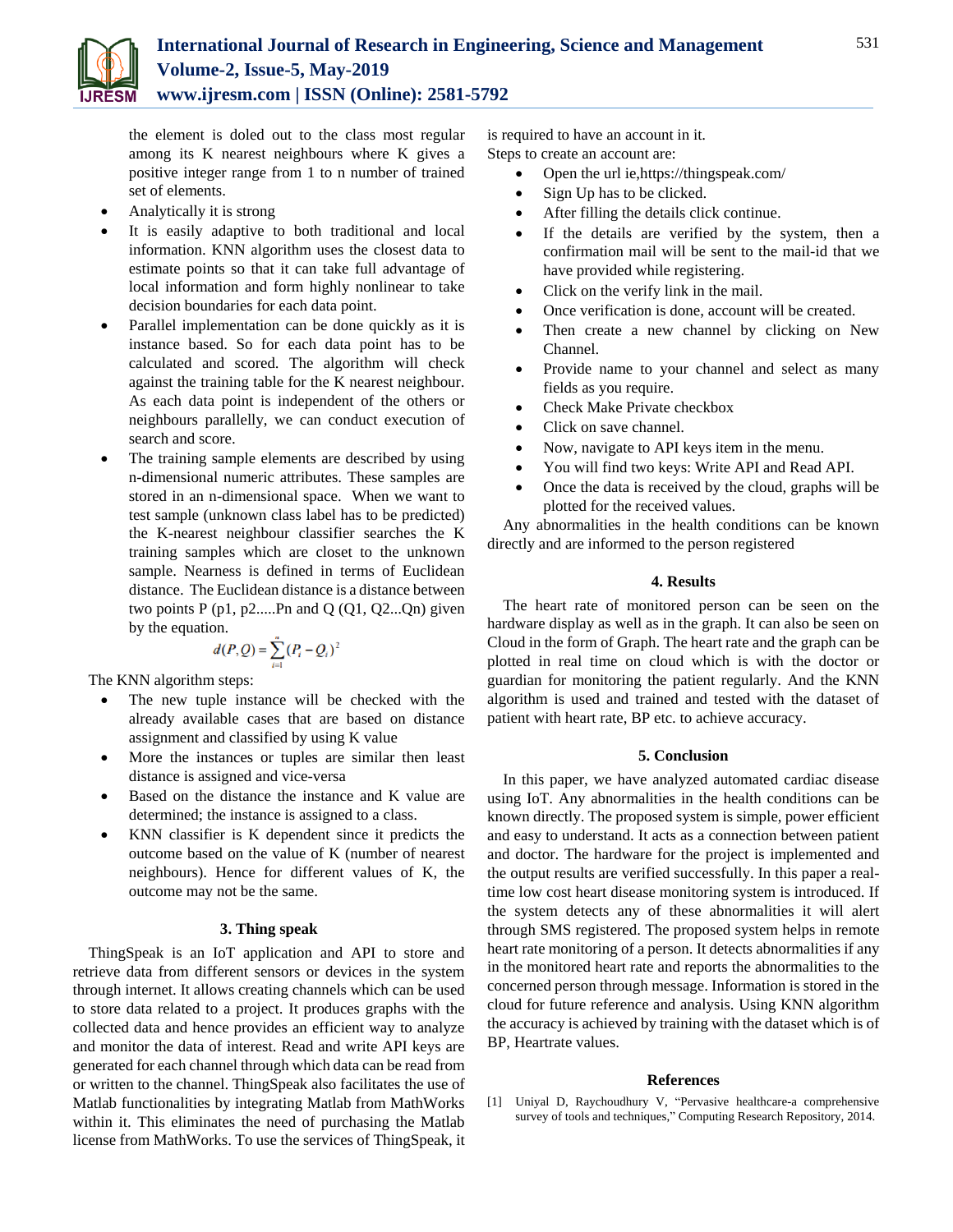the element is doled out to the class most regular among its K nearest neighbours where K gives a positive integer range from 1 to n number of trained set of elements.

- Analytically it is strong
- It is easily adaptive to both traditional and local information. KNN algorithm uses the closest data to estimate points so that it can take full advantage of local information and form highly nonlinear to take decision boundaries for each data point.
- Parallel implementation can be done quickly as it is instance based. So for each data point has to be calculated and scored. The algorithm will check against the training table for the K nearest neighbour. As each data point is independent of the others or neighbours parallelly, we can conduct execution of search and score.
- The training sample elements are described by using n-dimensional numeric attributes. These samples are stored in an n-dimensional space. When we want to test sample (unknown class label has to be predicted) the K-nearest neighbour classifier searches the K training samples which are closet to the unknown sample. Nearness is defined in terms of Euclidean distance. The Euclidean distance is a distance between two points P (p1, p2.....Pn and Q (Q1, Q2...Qn) given by the equation.

$$d(P,Q) = \sum_{i=1}^{n}(P_i - Q_i)^2$$

The KNN algorithm steps:

- The new tuple instance will be checked with the already available cases that are based on distance assignment and classified by using K value
- More the instances or tuples are similar then least distance is assigned and vice-versa
- Based on the distance the instance and K value are determined; the instance is assigned to a class.
- KNN classifier is K dependent since it predicts the outcome based on the value of K (number of nearest neighbours). Hence for different values of K, the outcome may not be the same.

## 3. Thing speak

ThingSpeak is an IoT application and API to store and retrieve data from different sensors or devices in the system through internet. It allows creating channels which can be used to store data related to a project. It produces graphs with the collected data and hence provides an efficient way to analyze and monitor the data of interest. Read and write API keys are generated for each channel through which data can be read from or written to the channel. ThingSpeak also facilitates the use of Matlab functionalities by integrating Matlab from MathWorks within it. This eliminates the need of purchasing the Matlab license from MathWorks. To use the services of ThingSpeak, it is required to have an account in it.

Steps to create an account are:

- Open the url ie,https://thingspeak.com/
- Sign Up has to be clicked.
- After filling the details click continue.
- If the details are verified by the system, then a confirmation mail will be sent to the mail-id that we have provided while registering.
- Click on the verify link in the mail.
- Once verification is done, account will be created.
- Then create a new channel by clicking on New Channel.
- Provide name to your channel and select as many fields as you require.
- Check Make Private checkbox
- Click on save channel.
- Now, navigate to API keys item in the menu.
- You will find two keys: Write API and Read API.
- Once the data is received by the cloud, graphs will be plotted for the received values.

Any abnormalities in the health conditions can be known directly and are informed to the person registered

## 4. Results

The heart rate of monitored person can be seen on the hardware display as well as in the graph. It can also be seen on Cloud in the form of Graph. The heart rate and the graph can be plotted in real time on cloud which is with the doctor or guardian for monitoring the patient regularly. And the KNN algorithm is used and trained and tested with the dataset of patient with heart rate, BP etc. to achieve accuracy.

## 5. Conclusion

In this paper, we have analyzed automated cardiac disease using IoT. Any abnormalities in the health conditions can be known directly. The proposed system is simple, power efficient and easy to understand. It acts as a connection between patient and doctor. The hardware for the project is implemented and the output results are verified successfully. In this paper a real-time low cost heart disease monitoring system is introduced. If the system detects any of these abnormalities it will alert through SMS registered. The proposed system helps in remote heart rate monitoring of a person. It detects abnormalities if any in the monitored heart rate and reports the abnormalities to the concerned person through message. Information is stored in the cloud for future reference and analysis. Using KNN algorithm the accuracy is achieved by training with the dataset which is of BP, Heartrate values.

## References

[1] Uniyal D, Raychoudhury V, "Pervasive healthcare-a comprehensive survey of tools and techniques," Computing Research Repository, 2014.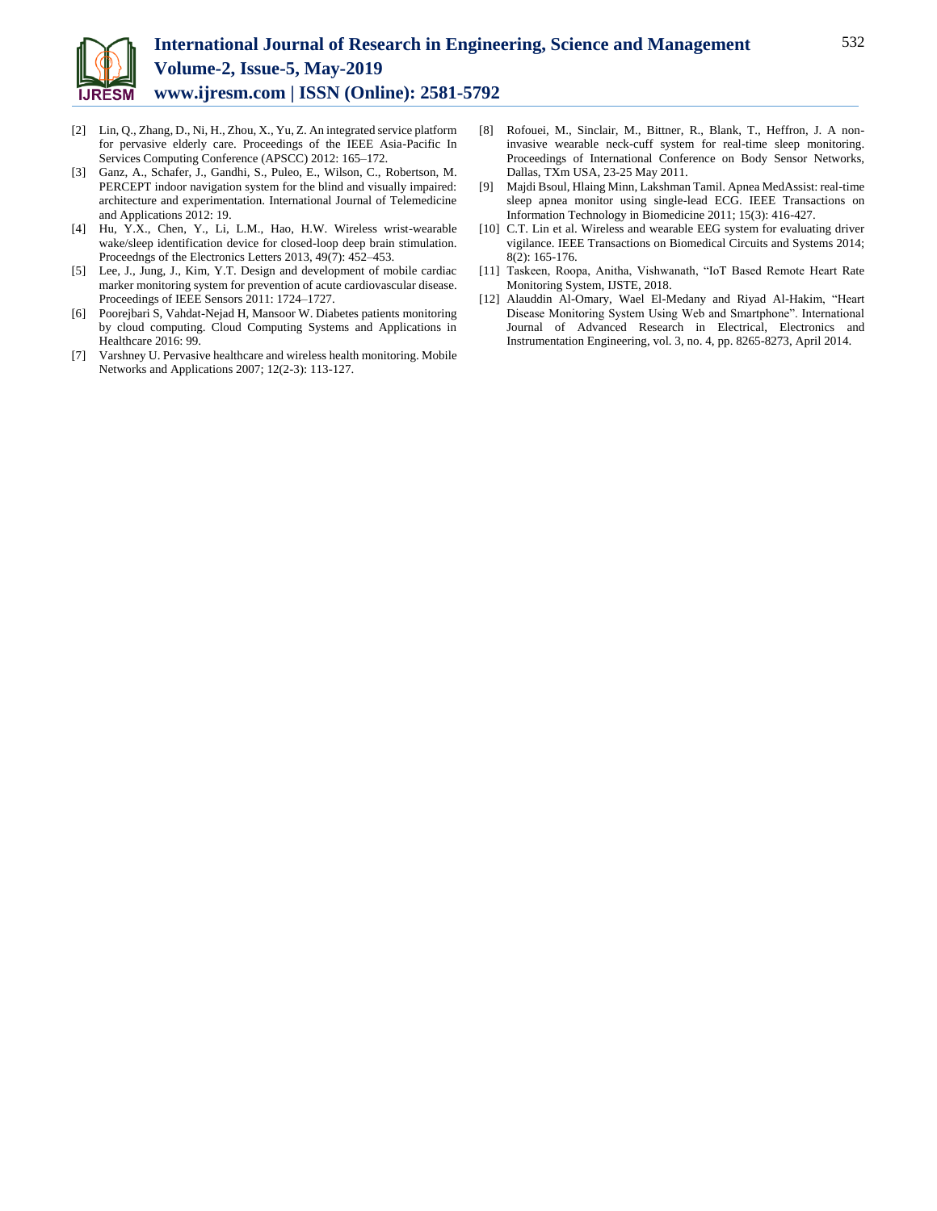[2] Lin, Q., Zhang, D., Ni, H., Zhou, X., Yu, Z. An integrated service platform for pervasive elderly care. Proceedings of the IEEE Asia-Pacific In Services Computing Conference (APSCC) 2012: 165–172.

[3] Ganz, A., Schafer, J., Gandhi, S., Puleo, E., Wilson, C., Robertson, M. PERCEPT indoor navigation system for the blind and visually impaired: architecture and experimentation. International Journal of Telemedicine and Applications 2012: 19.

[4] Hu, Y.X., Chen, Y., Li, L.M., Hao, H.W. Wireless wrist-wearable wake/sleep identification device for closed-loop deep brain stimulation. Proceedngs of the Electronics Letters 2013, 49(7): 452–453.

[5] Lee, J., Jung, J., Kim, Y.T. Design and development of mobile cardiac marker monitoring system for prevention of acute cardiovascular disease. Proceedings of IEEE Sensors 2011: 1724–1727.

[6] Poorejbari S, Vahdat-Nejad H, Mansoor W. Diabetes patients monitoring by cloud computing. Cloud Computing Systems and Applications in Healthcare 2016: 99.

[7] Varshney U. Pervasive healthcare and wireless health monitoring. Mobile Networks and Applications 2007; 12(2-3): 113-127.

[8] Rofouei, M., Sinclair, M., Bittner, R., Blank, T., Heffron, J. A non-invasive wearable neck-cuff system for real-time sleep monitoring. Proceedings of International Conference on Body Sensor Networks, Dallas, TXm USA, 23-25 May 2011.

[9] Majdi Bsoul, Hlaing Minn, Lakshman Tamil. Apnea MedAssist: real-time sleep apnea monitor using single-lead ECG. IEEE Transactions on Information Technology in Biomedicine 2011; 15(3): 416-427.

[10] C.T. Lin et al. Wireless and wearable EEG system for evaluating driver vigilance. IEEE Transactions on Biomedical Circuits and Systems 2014; 8(2): 165-176.

[11] Taskeen, Roopa, Anitha, Vishwanath, "IoT Based Remote Heart Rate Monitoring System, IJSTE, 2018.

[12] Alauddin Al-Omary, Wael El-Medany and Riyad Al-Hakim, "Heart Disease Monitoring System Using Web and Smartphone". International Journal of Advanced Research in Electrical, Electronics and Instrumentation Engineering, vol. 3, no. 4, pp. 8265-8273, April 2014.